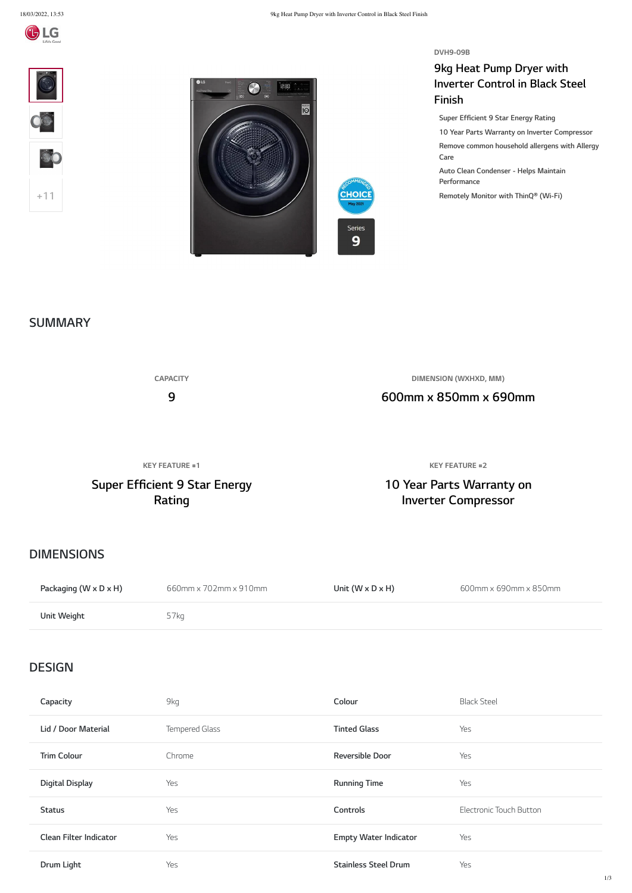DVH9-09B

# 9kg Heat Pump Dryer with Inverter Control in Black Steel Finish

- Super Efficient 9 Star Energy Rating
- 10 Year Parts Warranty on Inverter Compressor
- Remove common household allergens with Allergy Care
- Auto Clean Condenser - Helps Maintain Performance
- Remotely Monitor with ThinQ® (Wi-Fi)

## SUMMARY

| CAPACITY | DIMENSION (WXHXD, MM) |
|---|---|
| 9 | 600mm x 850mm x 690mm |

| KEY FEATURE #1 | KEY FEATURE #2 |
|---|---|
| Super Efficient 9 Star Energy Rating | 10 Year Parts Warranty on Inverter Compressor |

## DIMENSIONS

| | | | |
|---|---|---|---|
| Packaging (W x D x H) | 660mm x 702mm x 910mm | Unit (W x D x H) | 600mm x 690mm x 850mm |
| Unit Weight | 57kg | | |

## DESIGN

| | | | |
|---|---|---|---|
| Capacity | 9kg | Colour | Black Steel |
| Lid / Door Material | Tempered Glass | Tinted Glass | Yes |
| Trim Colour | Chrome | Reversible Door | Yes |
| Digital Display | Yes | Running Time | Yes |
| Status | Yes | Controls | Electronic Touch Button |
| Clean Filter Indicator | Yes | Empty Water Indicator | Yes |
| Drum Light | Yes | Stainless Steel Drum | Yes |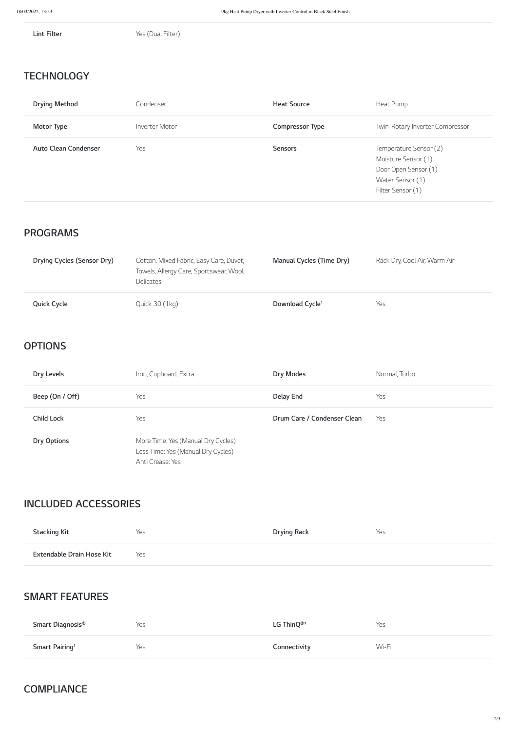| Lint Filter | Yes (Dual Filter) |
| --- | --- |

## TECHNOLOGY

| | | | |
| --- | --- | --- | --- |
| **Drying Method** | Condenser | **Heat Source** | Heat Pump |
| **Motor Type** | Inverter Motor | **Compressor Type** | Twin-Rotary Inverter Compressor |
| **Auto Clean Condenser** | Yes | **Sensors** | Temperature Sensor (2)<br>Moisture Sensor (1)<br>Door Open Sensor (1)<br>Water Sensor (1)<br>Filter Sensor (1) |

## PROGRAMS

| | | | |
| --- | --- | --- | --- |
| **Drying Cycles (Sensor Dry)** | Cotton, Mixed Fabric, Easy Care, Duvet, Towels, Allergy Care, Sportswear, Wool, Delicates | **Manual Cycles (Time Dry)** | Rack Dry, Cool Air, Warm Air |
| **Quick Cycle** | Quick 30 (1kg) | **Download Cycle**[1] | Yes |

## OPTIONS

| | | | |
| --- | --- | --- | --- |
| **Dry Levels** | Iron, Cupboard, Extra | **Dry Modes** | Normal, Turbo |
| **Beep (On / Off)** | Yes | **Delay End** | Yes |
| **Child Lock** | Yes | **Drum Care / Condenser Clean** | Yes |
| **Dry Options** | More Time: Yes (Manual Dry Cycles)<br>Less Time: Yes (Manual Dry Cycles)<br>Anti Crease: Yes | | |

## INCLUDED ACCESSORIES

| | | | |
| --- | --- | --- | --- |
| **Stacking Kit** | Yes | **Drying Rack** | Yes |
| **Extendable Drain Hose Kit** | Yes | | |

## SMART FEATURES

| | | | |
| --- | --- | --- | --- |
| **Smart Diagnosis®** | Yes | **LG ThinQ®**[1] | Yes |
| **Smart Pairing**[1] | Yes | **Connectivity** | Wi-Fi |

## COMPLIANCE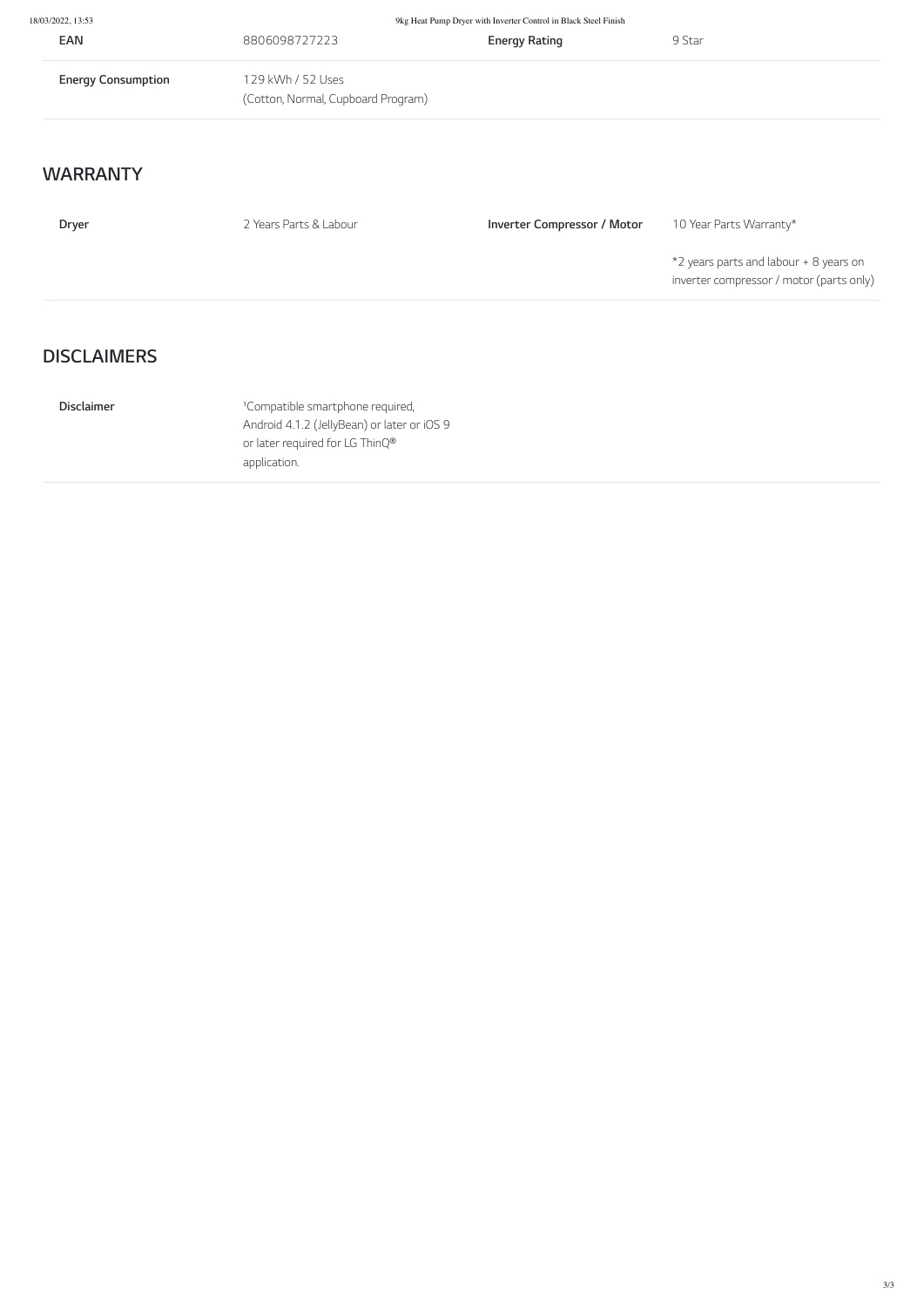| | | | |
|---|---|---|---|
| **EAN** | 8806098727223 | **Energy Rating** | 9 Star |
| **Energy Consumption** | 129 kWh / 52 Uses (Cotton, Normal, Cupboard Program) | | |

## WARRANTY

| | | | |
|---|---|---|---|
| **Dryer** | 2 Years Parts & Labour | **Inverter Compressor / Motor** | 10 Year Parts Warranty*<br><br>*2 years parts and labour + 8 years on inverter compressor / motor (parts only) |

## DISCLAIMERS

| | |
|---|---|
| **Disclaimer** | [1]Compatible smartphone required, Android 4.1.2 (JellyBean) or later or iOS 9 or later required for LG ThinQ® application. |